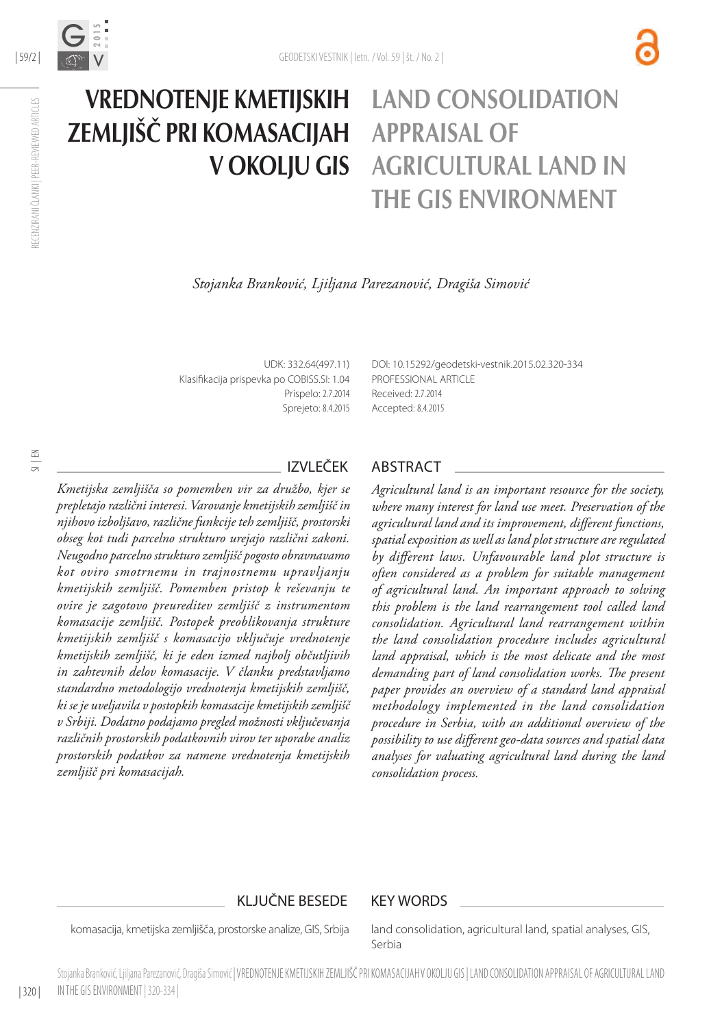# VREDNOTENJE KMETIJSKIH ZEMLJIŠČ PRI KOMASACIJAH V OKOLJU GIS

# LAND CONSOLIDATION APPRAISAL OF AGRICULTURAL LAND IN THE GIS ENVIRONMENT

*Stojanka Branković, Ljiljana Parezanović, Dragiša Simović*

UDK: 332.64(497.11)
Klasifikacija prispevka po COBISS.SI: 1.04
Prispelo: 2.7.2014
Sprejeto: 8.4.2015

DOI: 10.15292/geodetski-vestnik.2015.02.320-334
PROFESSIONAL ARTICLE
Received: 2.7.2014
Accepted: 8.4.2015

## IZVLEČEK

*Kmetijska zemljišča so pomemben vir za družbo, kjer se prepletajo različni interesi. Varovanje kmetijskih zemljišč in njihovo izboljšavo, različne funkcije teh zemljišč, prostorski obseg kot tudi parcelno strukturo urejajo različni zakoni. Neugodno parcelno strukturo zemljišč pogosto obravnavamo kot oviro smotrnemu in trajnostnemu upravljanju kmetijskih zemljišč. Pomemben pristop k reševanju te ovire je zagotovo preureditev zemljišč z instrumentom komasacije zemljišč. Postopek preoblikovanja strukture kmetijskih zemljišč s komasacijo vključuje vrednotenje kmetijskih zemljišč, ki je eden izmed najbolj občutljivih in zahtevnih delov komasacije. V članku predstavljamo standardno metodologijo vrednotenja kmetijskih zemljišč, ki se je uveljavila v postopkih komasacije kmetijskih zemljišč v Srbiji. Dodatno podajamo pregled možnosti vključevanja različnih prostorskih podatkovnih virov ter uporabe analiz prostorskih podatkov za namene vrednotenja kmetijskih zemljišč pri komasacijah.*

## ABSTRACT

*Agricultural land is an important resource for the society, where many interest for land use meet. Preservation of the agricultural land and its improvement, different functions, spatial exposition as well as land plot structure are regulated by different laws. Unfavourable land plot structure is often considered as a problem for suitable management of agricultural land. An important approach to solving this problem is the land rearrangement tool called land consolidation. Agricultural land rearrangement within the land consolidation procedure includes agricultural land appraisal, which is the most delicate and the most demanding part of land consolidation works. The present paper provides an overview of a standard land appraisal methodology implemented in the land consolidation procedure in Serbia, with an additional overview of the possibility to use different geo-data sources and spatial data analyses for valuating agricultural land during the land consolidation process.*

## KLJUČNE BESEDE

komasacija, kmetijska zemljišča, prostorske analize, GIS, Srbija

## KEY WORDS

land consolidation, agricultural land, spatial analyses, GIS, Serbia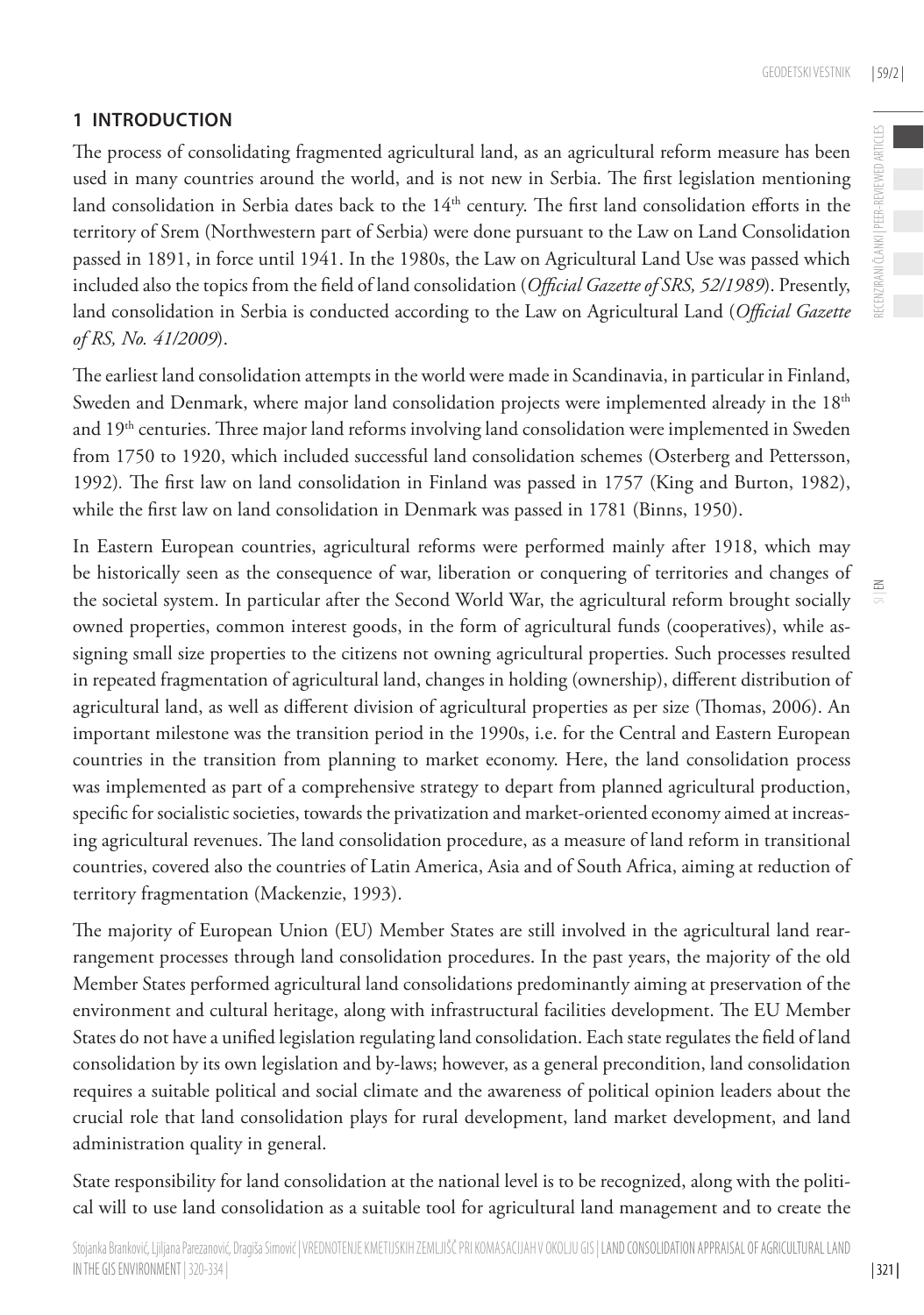## 1 INTRODUCTION

The process of consolidating fragmented agricultural land, as an agricultural reform measure has been used in many countries around the world, and is not new in Serbia. The first legislation mentioning land consolidation in Serbia dates back to the 14th century. The first land consolidation efforts in the territory of Srem (Northwestern part of Serbia) were done pursuant to the Law on Land Consolidation passed in 1891, in force until 1941. In the 1980s, the Law on Agricultural Land Use was passed which included also the topics from the field of land consolidation (*Official Gazette of SRS, 52/1989*). Presently, land consolidation in Serbia is conducted according to the Law on Agricultural Land (*Official Gazette of RS, No. 41/2009*).

The earliest land consolidation attempts in the world were made in Scandinavia, in particular in Finland, Sweden and Denmark, where major land consolidation projects were implemented already in the 18th and 19th centuries. Three major land reforms involving land consolidation were implemented in Sweden from 1750 to 1920, which included successful land consolidation schemes (Osterberg and Pettersson, 1992). The first law on land consolidation in Finland was passed in 1757 (King and Burton, 1982), while the first law on land consolidation in Denmark was passed in 1781 (Binns, 1950).

In Eastern European countries, agricultural reforms were performed mainly after 1918, which may be historically seen as the consequence of war, liberation or conquering of territories and changes of the societal system. In particular after the Second World War, the agricultural reform brought socially owned properties, common interest goods, in the form of agricultural funds (cooperatives), while assigning small size properties to the citizens not owning agricultural properties. Such processes resulted in repeated fragmentation of agricultural land, changes in holding (ownership), different distribution of agricultural land, as well as different division of agricultural properties as per size (Thomas, 2006). An important milestone was the transition period in the 1990s, i.e. for the Central and Eastern European countries in the transition from planning to market economy. Here, the land consolidation process was implemented as part of a comprehensive strategy to depart from planned agricultural production, specific for socialistic societies, towards the privatization and market-oriented economy aimed at increasing agricultural revenues. The land consolidation procedure, as a measure of land reform in transitional countries, covered also the countries of Latin America, Asia and of South Africa, aiming at reduction of territory fragmentation (Mackenzie, 1993).

The majority of European Union (EU) Member States are still involved in the agricultural land rearrangement processes through land consolidation procedures. In the past years, the majority of the old Member States performed agricultural land consolidations predominantly aiming at preservation of the environment and cultural heritage, along with infrastructural facilities development. The EU Member States do not have a unified legislation regulating land consolidation. Each state regulates the field of land consolidation by its own legislation and by-laws; however, as a general precondition, land consolidation requires a suitable political and social climate and the awareness of political opinion leaders about the crucial role that land consolidation plays for rural development, land market development, and land administration quality in general.

State responsibility for land consolidation at the national level is to be recognized, along with the political will to use land consolidation as a suitable tool for agricultural land management and to create the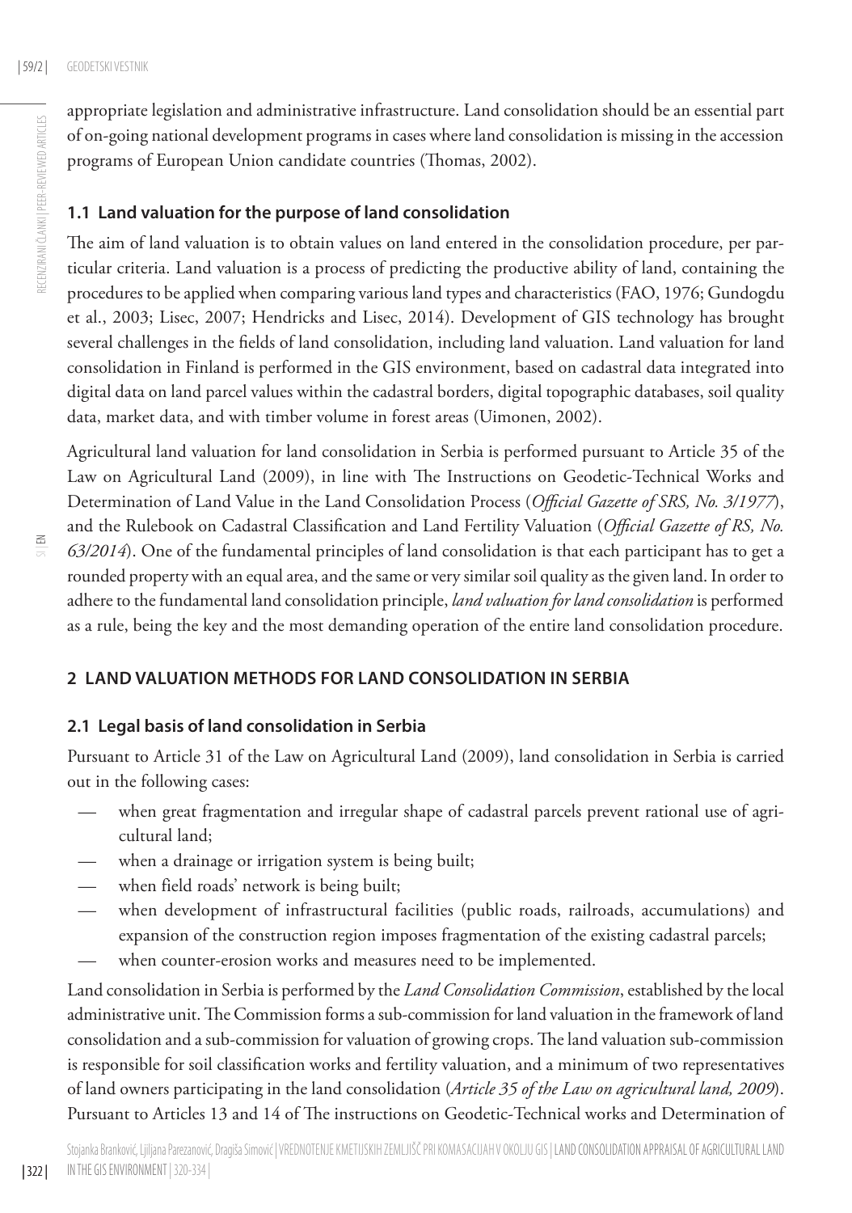appropriate legislation and administrative infrastructure. Land consolidation should be an essential part of on-going national development programs in cases where land consolidation is missing in the accession programs of European Union candidate countries (Thomas, 2002).

### 1.1 Land valuation for the purpose of land consolidation

The aim of land valuation is to obtain values on land entered in the consolidation procedure, per particular criteria. Land valuation is a process of predicting the productive ability of land, containing the procedures to be applied when comparing various land types and characteristics (FAO, 1976; Gundogdu et al., 2003; Lisec, 2007; Hendricks and Lisec, 2014). Development of GIS technology has brought several challenges in the fields of land consolidation, including land valuation. Land valuation for land consolidation in Finland is performed in the GIS environment, based on cadastral data integrated into digital data on land parcel values within the cadastral borders, digital topographic databases, soil quality data, market data, and with timber volume in forest areas (Uimonen, 2002).

Agricultural land valuation for land consolidation in Serbia is performed pursuant to Article 35 of the Law on Agricultural Land (2009), in line with The Instructions on Geodetic-Technical Works and Determination of Land Value in the Land Consolidation Process (*Official Gazette of SRS, No. 3/1977*), and the Rulebook on Cadastral Classification and Land Fertility Valuation (*Official Gazette of RS, No. 63/2014*). One of the fundamental principles of land consolidation is that each participant has to get a rounded property with an equal area, and the same or very similar soil quality as the given land. In order to adhere to the fundamental land consolidation principle, *land valuation for land consolidation* is performed as a rule, being the key and the most demanding operation of the entire land consolidation procedure.

## 2 LAND VALUATION METHODS FOR LAND CONSOLIDATION IN SERBIA

### 2.1 Legal basis of land consolidation in Serbia

Pursuant to Article 31 of the Law on Agricultural Land (2009), land consolidation in Serbia is carried out in the following cases:

- when great fragmentation and irregular shape of cadastral parcels prevent rational use of agricultural land;
- when a drainage or irrigation system is being built;
- when field roads' network is being built;
- when development of infrastructural facilities (public roads, railroads, accumulations) and expansion of the construction region imposes fragmentation of the existing cadastral parcels;
- when counter-erosion works and measures need to be implemented.

Land consolidation in Serbia is performed by the *Land Consolidation Commission*, established by the local administrative unit. The Commission forms a sub-commission for land valuation in the framework of land consolidation and a sub-commission for valuation of growing crops. The land valuation sub-commission is responsible for soil classification works and fertility valuation, and a minimum of two representatives of land owners participating in the land consolidation (*Article 35 of the Law on agricultural land, 2009*). Pursuant to Articles 13 and 14 of The instructions on Geodetic-Technical works and Determination of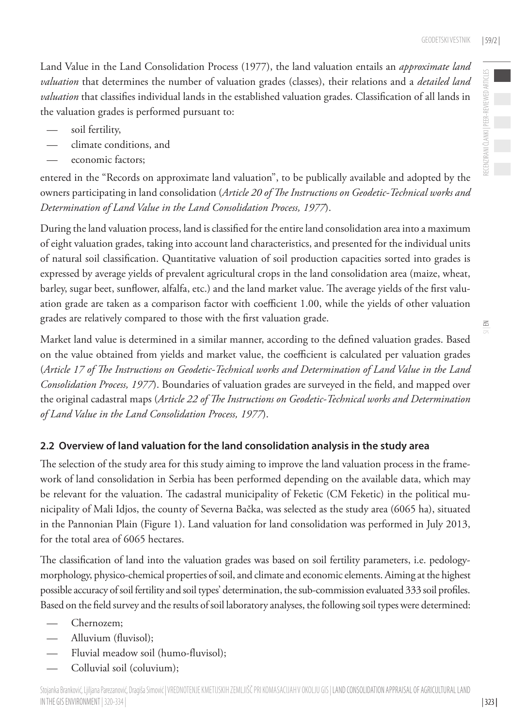Land Value in the Land Consolidation Process (1977), the land valuation entails an *approximate land valuation* that determines the number of valuation grades (classes), their relations and a *detailed land valuation* that classifies individual lands in the established valuation grades. Classification of all lands in the valuation grades is performed pursuant to:

- soil fertility,
- climate conditions, and
- economic factors;

entered in the "Records on approximate land valuation", to be publically available and adopted by the owners participating in land consolidation (*Article 20 of The Instructions on Geodetic-Technical works and Determination of Land Value in the Land Consolidation Process, 1977*).

During the land valuation process, land is classified for the entire land consolidation area into a maximum of eight valuation grades, taking into account land characteristics, and presented for the individual units of natural soil classification. Quantitative valuation of soil production capacities sorted into grades is expressed by average yields of prevalent agricultural crops in the land consolidation area (maize, wheat, barley, sugar beet, sunflower, alfalfa, etc.) and the land market value. The average yields of the first valuation grade are taken as a comparison factor with coefficient 1.00, while the yields of other valuation grades are relatively compared to those with the first valuation grade.

Market land value is determined in a similar manner, according to the defined valuation grades. Based on the value obtained from yields and market value, the coefficient is calculated per valuation grades (*Article 17 of The Instructions on Geodetic-Technical works and Determination of Land Value in the Land Consolidation Process, 1977*). Boundaries of valuation grades are surveyed in the field, and mapped over the original cadastral maps (*Article 22 of The Instructions on Geodetic-Technical works and Determination of Land Value in the Land Consolidation Process, 1977*).

## 2.2 Overview of land valuation for the land consolidation analysis in the study area

The selection of the study area for this study aiming to improve the land valuation process in the framework of land consolidation in Serbia has been performed depending on the available data, which may be relevant for the valuation. The cadastral municipality of Feketic (CM Feketic) in the political municipality of Mali Idjos, the county of Severna Bačka, was selected as the study area (6065 ha), situated in the Pannonian Plain (Figure 1). Land valuation for land consolidation was performed in July 2013, for the total area of 6065 hectares.

The classification of land into the valuation grades was based on soil fertility parameters, i.e. pedology-morphology, physico-chemical properties of soil, and climate and economic elements. Aiming at the highest possible accuracy of soil fertility and soil types' determination, the sub-commission evaluated 333 soil profiles. Based on the field survey and the results of soil laboratory analyses, the following soil types were determined:

- Chernozem;
- Alluvium (fluvisol);
- Fluvial meadow soil (humo-fluvisol);
- Colluvial soil (coluvium);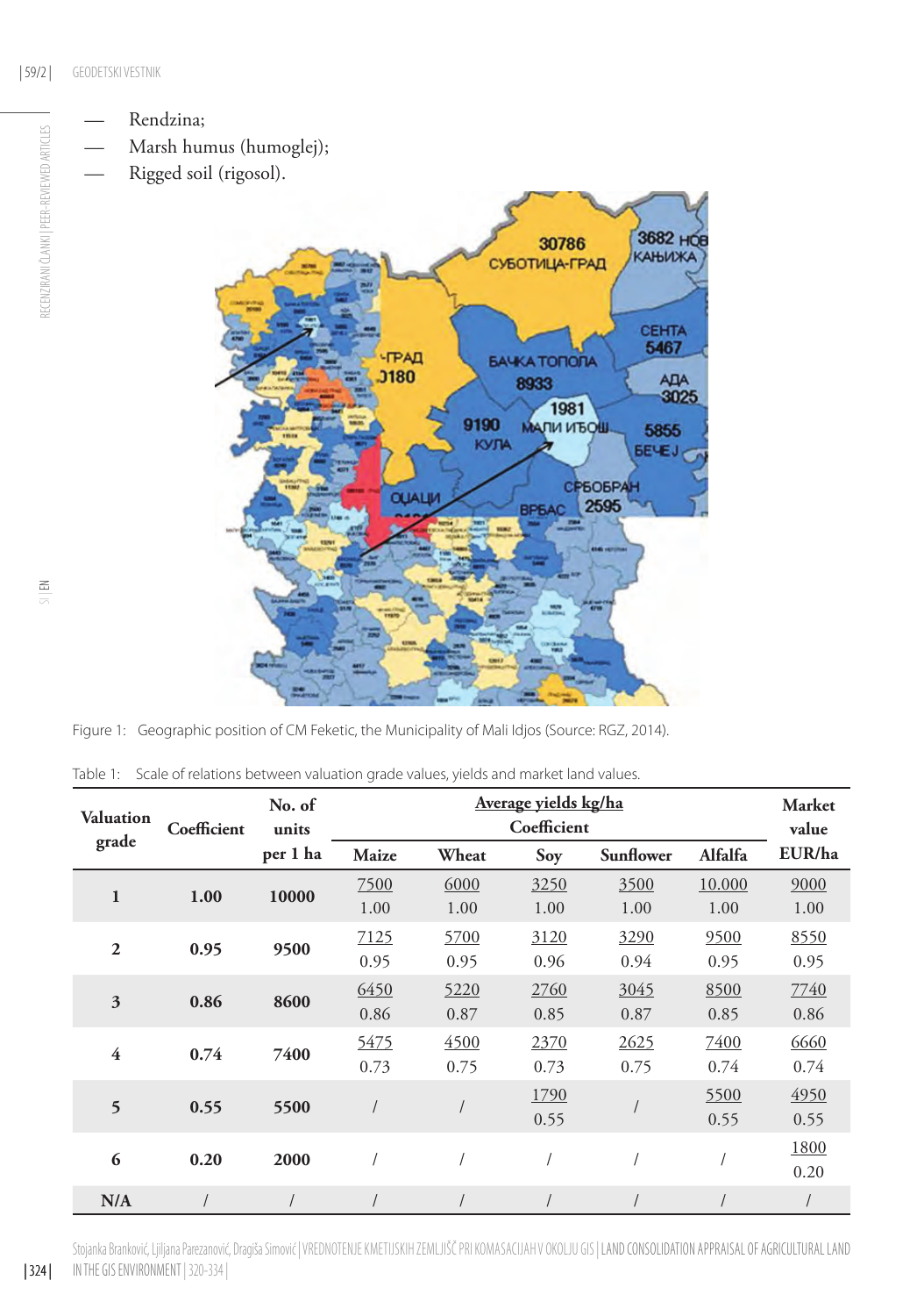— Rendzina;
— Marsh humus (humoglej);
— Rigged soil (rigosol).

Figure 1: Geographic position of CM Feketic, the Municipality of Mali Idjos (Source: RGZ, 2014).

Table 1: Scale of relations between valuation grade values, yields and market land values.

| Valuation grade | Coefficient | No. of units per 1 ha | Average yields kg/ha Coefficient | | | | | Market value EUR/ha |
|---|---|---|---|---|---|---|---|---|
| | | | Maize | Wheat | Soy | Sunflower | Alfalfa | |
| 1 | 1.00 | 10000 | 7500 1.00 | 6000 1.00 | 3250 1.00 | 3500 1.00 | 10.000 1.00 | 9000 1.00 |
| 2 | 0.95 | 9500 | 7125 0.95 | 5700 0.95 | 3120 0.96 | 3290 0.94 | 9500 0.95 | 8550 0.95 |
| 3 | 0.86 | 8600 | 6450 0.86 | 5220 0.87 | 2760 0.85 | 3045 0.87 | 8500 0.85 | 7740 0.86 |
| 4 | 0.74 | 7400 | 5475 0.73 | 4500 0.75 | 2370 0.73 | 2625 0.75 | 7400 0.74 | 6660 0.74 |
| 5 | 0.55 | 5500 | / | / | 1790 0.55 | / | 5500 0.55 | 4950 0.55 |
| 6 | 0.20 | 2000 | / | / | / | / | / | 1800 0.20 |
| N/A | / | / | / | / | / | / | / | / |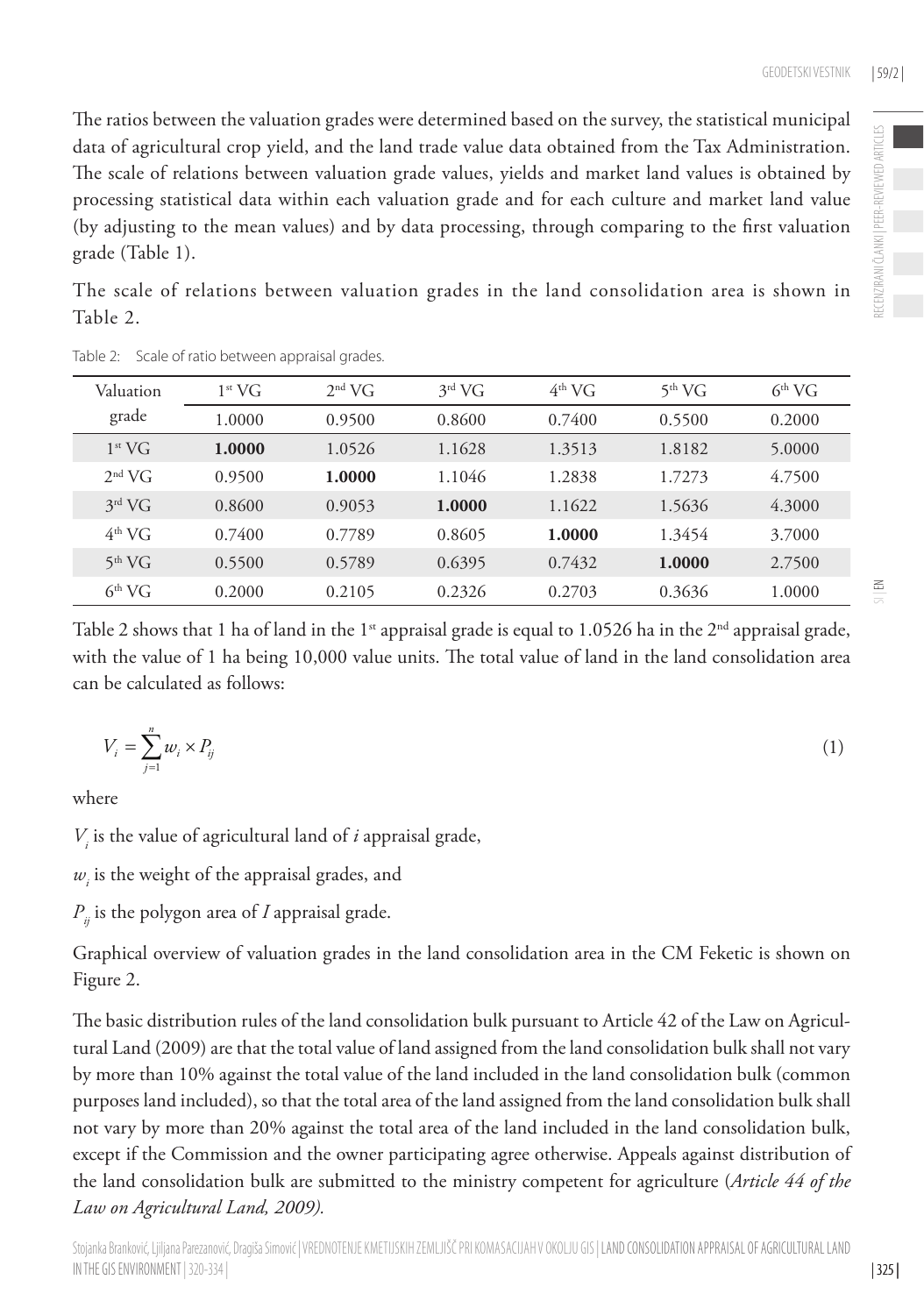The ratios between the valuation grades were determined based on the survey, the statistical municipal data of agricultural crop yield, and the land trade value data obtained from the Tax Administration. The scale of relations between valuation grade values, yields and market land values is obtained by processing statistical data within each valuation grade and for each culture and market land value (by adjusting to the mean values) and by data processing, through comparing to the first valuation grade (Table 1).

The scale of relations between valuation grades in the land consolidation area is shown in Table 2.

Table 2: Scale of ratio between appraisal grades.

| Valuation grade | 1st VG | 2nd VG | 3rd VG | 4th VG | 5th VG | 6th VG |
|---|---|---|---|---|---|---|
| | 1.0000 | 0.9500 | 0.8600 | 0.7400 | 0.5500 | 0.2000 |
| 1st VG | **1.0000** | 1.0526 | 1.1628 | 1.3513 | 1.8182 | 5.0000 |
| 2nd VG | 0.9500 | **1.0000** | 1.1046 | 1.2838 | 1.7273 | 4.7500 |
| 3rd VG | 0.8600 | 0.9053 | **1.0000** | 1.1622 | 1.5636 | 4.3000 |
| 4th VG | 0.7400 | 0.7789 | 0.8605 | **1.0000** | 1.3454 | 3.7000 |
| 5th VG | 0.5500 | 0.5789 | 0.6395 | 0.7432 | **1.0000** | 2.7500 |
| 6th VG | 0.2000 | 0.2105 | 0.2326 | 0.2703 | 0.3636 | 1.0000 |

Table 2 shows that 1 ha of land in the 1st appraisal grade is equal to 1.0526 ha in the 2nd appraisal grade, with the value of 1 ha being 10,000 value units. The total value of land in the land consolidation area can be calculated as follows:

$$V_i = \sum_{j=1}^{n} w_i \times P_{ij} \tag{1}$$

where

$V_i$ is the value of agricultural land of *i* appraisal grade,

$w_i$ is the weight of the appraisal grades, and

$P_{ij}$ is the polygon area of *I* appraisal grade.

Graphical overview of valuation grades in the land consolidation area in the CM Feketic is shown on Figure 2.

The basic distribution rules of the land consolidation bulk pursuant to Article 42 of the Law on Agricultural Land (2009) are that the total value of land assigned from the land consolidation bulk shall not vary by more than 10% against the total value of the land included in the land consolidation bulk (common purposes land included), so that the total area of the land assigned from the land consolidation bulk shall not vary by more than 20% against the total area of the land included in the land consolidation bulk, except if the Commission and the owner participating agree otherwise. Appeals against distribution of the land consolidation bulk are submitted to the ministry competent for agriculture (*Article 44 of the Law on Agricultural Land, 2009).*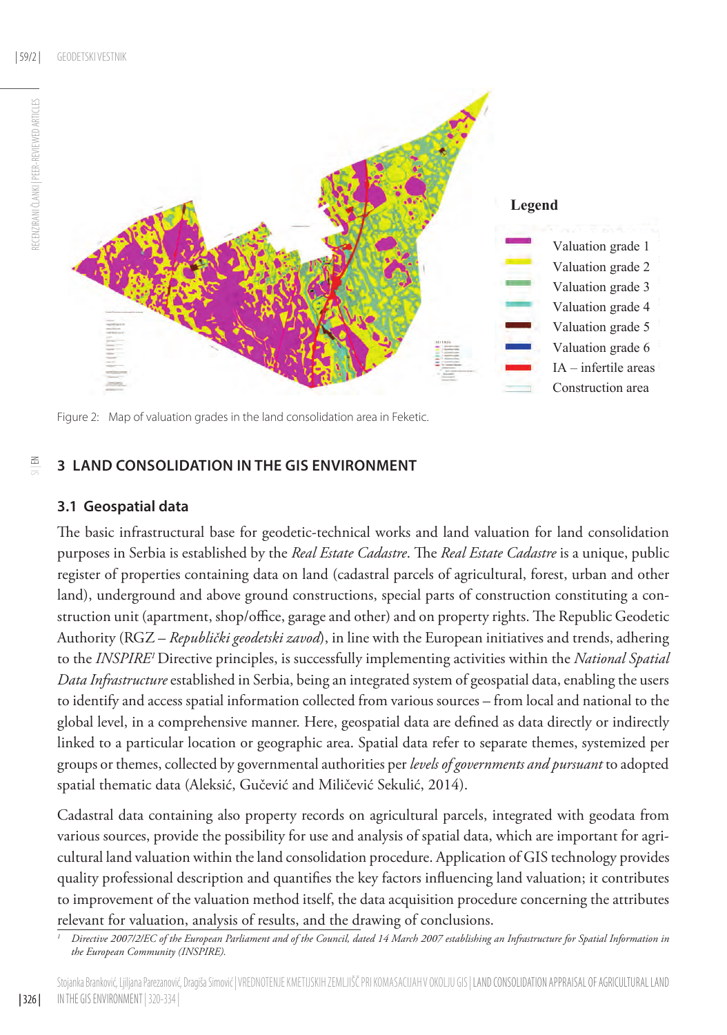Legend

- Valuation grade 1
- Valuation grade 2
- Valuation grade 3
- Valuation grade 4
- Valuation grade 5
- Valuation grade 6
- IA – infertile areas
- Construction area

Figure 2: Map of valuation grades in the land consolidation area in Feketic.

# 3 LAND CONSOLIDATION IN THE GIS ENVIRONMENT

## 3.1 Geospatial data

The basic infrastructural base for geodetic-technical works and land valuation for land consolidation purposes in Serbia is established by the *Real Estate Cadastre*. The *Real Estate Cadastre* is a unique, public register of properties containing data on land (cadastral parcels of agricultural, forest, urban and other land), underground and above ground constructions, special parts of construction constituting a construction unit (apartment, shop/office, garage and other) and on property rights. The Republic Geodetic Authority (RGZ – *Republički geodetski zavod*), in line with the European initiatives and trends, adhering to the *INSPIRE*[1] Directive principles, is successfully implementing activities within the *National Spatial Data Infrastructure* established in Serbia, being an integrated system of geospatial data, enabling the users to identify and access spatial information collected from various sources – from local and national to the global level, in a comprehensive manner. Here, geospatial data are defined as data directly or indirectly linked to a particular location or geographic area. Spatial data refer to separate themes, systemized per groups or themes, collected by governmental authorities per *levels of governments and pursuant* to adopted spatial thematic data (Aleksić, Gučević and Miličević Sekulić, 2014).

Cadastral data containing also property records on agricultural parcels, integrated with geodata from various sources, provide the possibility for use and analysis of spatial data, which are important for agricultural land valuation within the land consolidation procedure. Application of GIS technology provides quality professional description and quantifies the key factors influencing land valuation; it contributes to improvement of the valuation method itself, the data acquisition procedure concerning the attributes relevant for valuation, analysis of results, and the drawing of conclusions.

[1] *Directive 2007/2/EC of the European Parliament and of the Council, dated 14 March 2007 establishing an Infrastructure for Spatial Information in the European Community (INSPIRE).*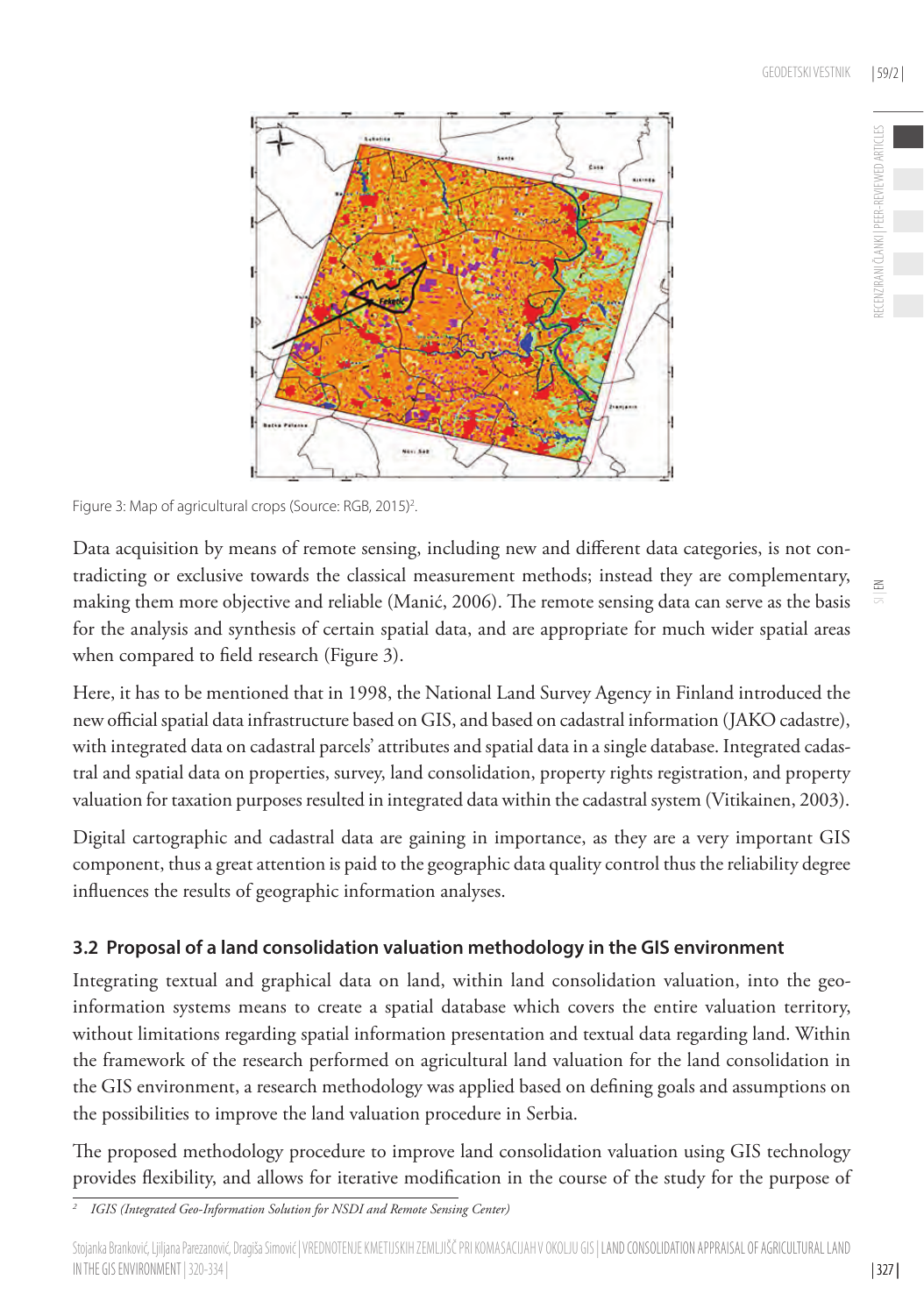Figure 3: Map of agricultural crops (Source: RGB, 2015)[2].

Data acquisition by means of remote sensing, including new and different data categories, is not contradicting or exclusive towards the classical measurement methods; instead they are complementary, making them more objective and reliable (Manić, 2006). The remote sensing data can serve as the basis for the analysis and synthesis of certain spatial data, and are appropriate for much wider spatial areas when compared to field research (Figure 3).

Here, it has to be mentioned that in 1998, the National Land Survey Agency in Finland introduced the new official spatial data infrastructure based on GIS, and based on cadastral information (JAKO cadastre), with integrated data on cadastral parcels' attributes and spatial data in a single database. Integrated cadastral and spatial data on properties, survey, land consolidation, property rights registration, and property valuation for taxation purposes resulted in integrated data within the cadastral system (Vitikainen, 2003).

Digital cartographic and cadastral data are gaining in importance, as they are a very important GIS component, thus a great attention is paid to the geographic data quality control thus the reliability degree influences the results of geographic information analyses.

### 3.2 Proposal of a land consolidation valuation methodology in the GIS environment

Integrating textual and graphical data on land, within land consolidation valuation, into the geo-information systems means to create a spatial database which covers the entire valuation territory, without limitations regarding spatial information presentation and textual data regarding land. Within the framework of the research performed on agricultural land valuation for the land consolidation in the GIS environment, a research methodology was applied based on defining goals and assumptions on the possibilities to improve the land valuation procedure in Serbia.

The proposed methodology procedure to improve land consolidation valuation using GIS technology provides flexibility, and allows for iterative modification in the course of the study for the purpose of

[2] *IGIS (Integrated Geo-Information Solution for NSDI and Remote Sensing Center)*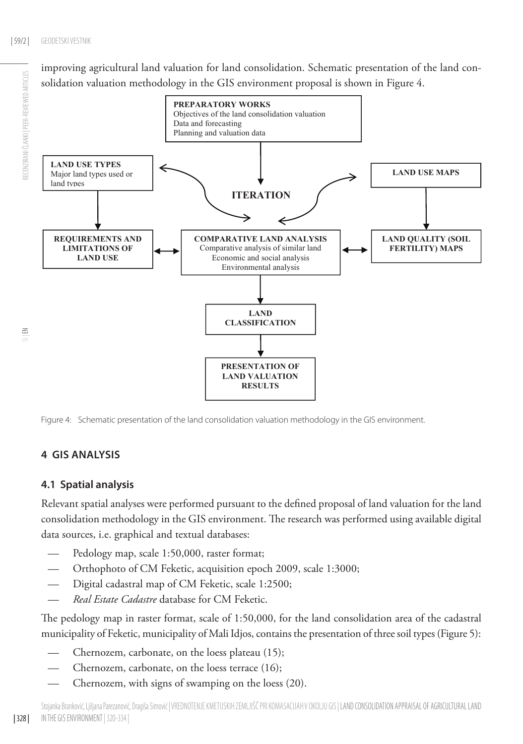improving agricultural land valuation for land consolidation. Schematic presentation of the land consolidation valuation methodology in the GIS environment proposal is shown in Figure 4.

**PREPARATORY WORKS**
Objectives of the land consolidation valuation
Data and forecasting
Planning and valuation data

**LAND USE TYPES**
Major land types used or land types

**ITERATION**

**LAND USE MAPS**

**REQUIREMENTS AND LIMITATIONS OF LAND USE**

**COMPARATIVE LAND ANALYSIS**
Comparative analysis of similar land
Economic and social analysis
Environmental analysis

**LAND QUALITY (SOIL FERTILITY) MAPS**

**LAND CLASSIFICATION**

**PRESENTATION OF LAND VALUATION RESULTS**

Figure 4: Schematic presentation of the land consolidation valuation methodology in the GIS environment.

## 4 GIS ANALYSIS

### 4.1 Spatial analysis

Relevant spatial analyses were performed pursuant to the defined proposal of land valuation for the land consolidation methodology in the GIS environment. The research was performed using available digital data sources, i.e. graphical and textual databases:

- Pedology map, scale 1:50,000, raster format;
- Orthophoto of CM Feketic, acquisition epoch 2009, scale 1:3000;
- Digital cadastral map of CM Feketic, scale 1:2500;
- *Real Estate Cadastre* database for CM Feketic.

The pedology map in raster format, scale of 1:50,000, for the land consolidation area of the cadastral municipality of Feketic, municipality of Mali Idjos, contains the presentation of three soil types (Figure 5):

- Chernozem, carbonate, on the loess plateau (15);
- Chernozem, carbonate, on the loess terrace (16);
- Chernozem, with signs of swamping on the loess (20).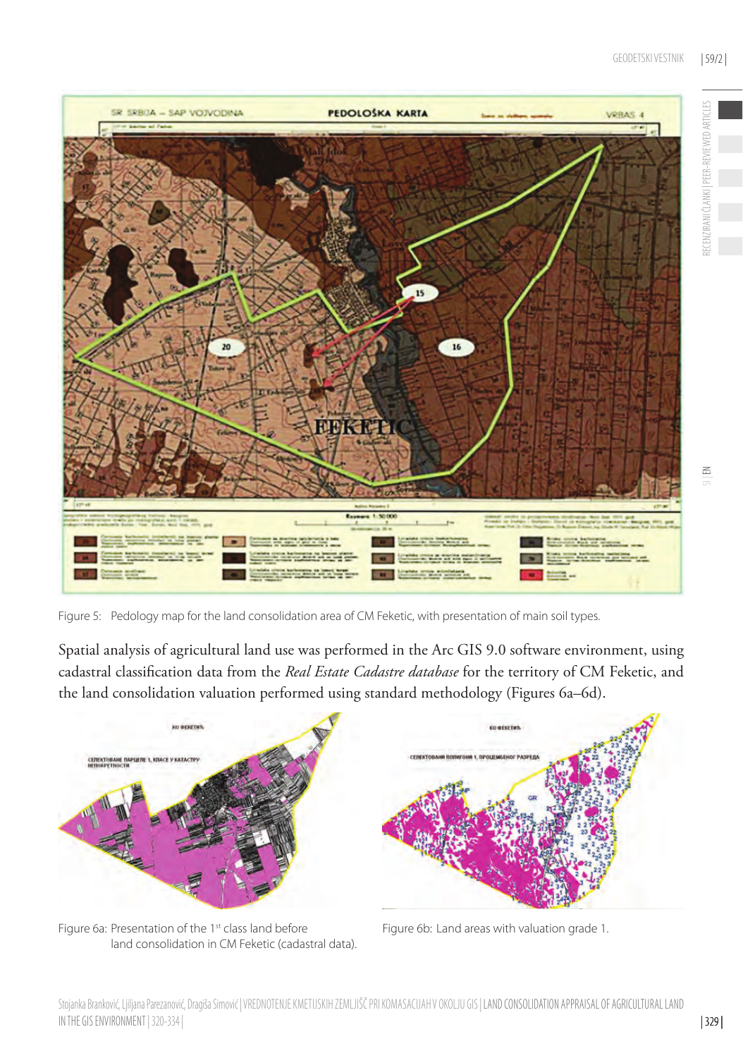Figure 5: Pedology map for the land consolidation area of CM Feketic, with presentation of main soil types.

Spatial analysis of agricultural land use was performed in the Arc GIS 9.0 software environment, using cadastral classification data from the *Real Estate Cadastre database* for the territory of CM Feketic, and the land consolidation valuation performed using standard methodology (Figures 6a–6d).

Figure 6a: Presentation of the 1st class land before land consolidation in CM Feketic (cadastral data).

Figure 6b: Land areas with valuation grade 1.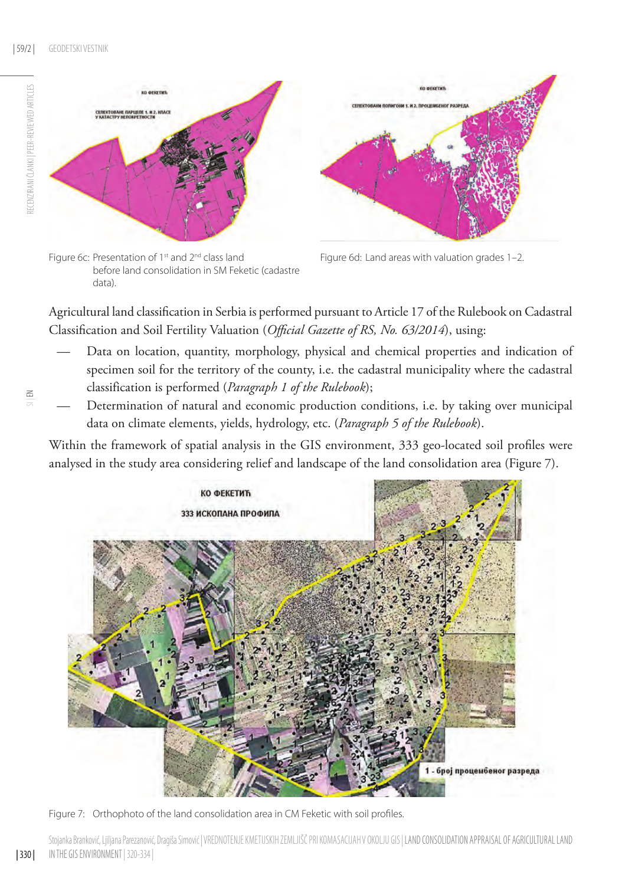Figure 6c: Presentation of 1st and 2nd class land before land consolidation in SM Feketic (cadastre data).

Figure 6d: Land areas with valuation grades 1–2.

Agricultural land classification in Serbia is performed pursuant to Article 17 of the Rulebook on Cadastral Classification and Soil Fertility Valuation (*Official Gazette of RS, No. 63/2014*), using:

- Data on location, quantity, morphology, physical and chemical properties and indication of specimen soil for the territory of the county, i.e. the cadastral municipality where the cadastral classification is performed (*Paragraph 1 of the Rulebook*);
- Determination of natural and economic production conditions, i.e. by taking over municipal data on climate elements, yields, hydrology, etc. (*Paragraph 5 of the Rulebook*).

Within the framework of spatial analysis in the GIS environment, 333 geo-located soil profiles were analysed in the study area considering relief and landscape of the land consolidation area (Figure 7).

Figure 7: Orthophoto of the land consolidation area in CM Feketic with soil profiles.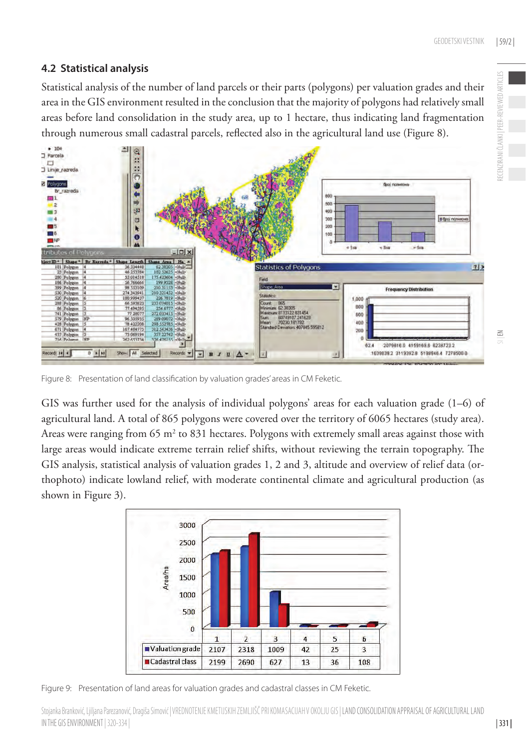## 4.2 Statistical analysis

Statistical analysis of the number of land parcels or their parts (polygons) per valuation grades and their area in the GIS environment resulted in the conclusion that the majority of polygons had relatively small areas before land consolidation in the study area, up to 1 hectare, thus indicating land fragmentation through numerous small cadastral parcels, reflected also in the agricultural land use (Figure 8).

Figure 8: Presentation of land classification by valuation grades' areas in CM Feketic.

GIS was further used for the analysis of individual polygons' areas for each valuation grade (1–6) of agricultural land. A total of 865 polygons were covered over the territory of 6065 hectares (study area). Areas were ranging from 65 m$^2$ to 831 hectares. Polygons with extremely small areas against those with large areas would indicate extreme terrain relief shifts, without reviewing the terrain topography. The GIS analysis, statistical analysis of valuation grades 1, 2 and 3, altitude and overview of relief data (orthophoto) indicate lowland relief, with moderate continental climate and agricultural production (as shown in Figure 3).

| | 1 | 2 | 3 | 4 | 5 | 6 |
|---|---|---|---|---|---|---|
| Valuation grade | 2107 | 2318 | 1009 | 42 | 25 | 3 |
| Cadastral class | 2199 | 2690 | 627 | 13 | 36 | 108 |

Figure 9: Presentation of land areas for valuation grades and cadastral classes in CM Feketic.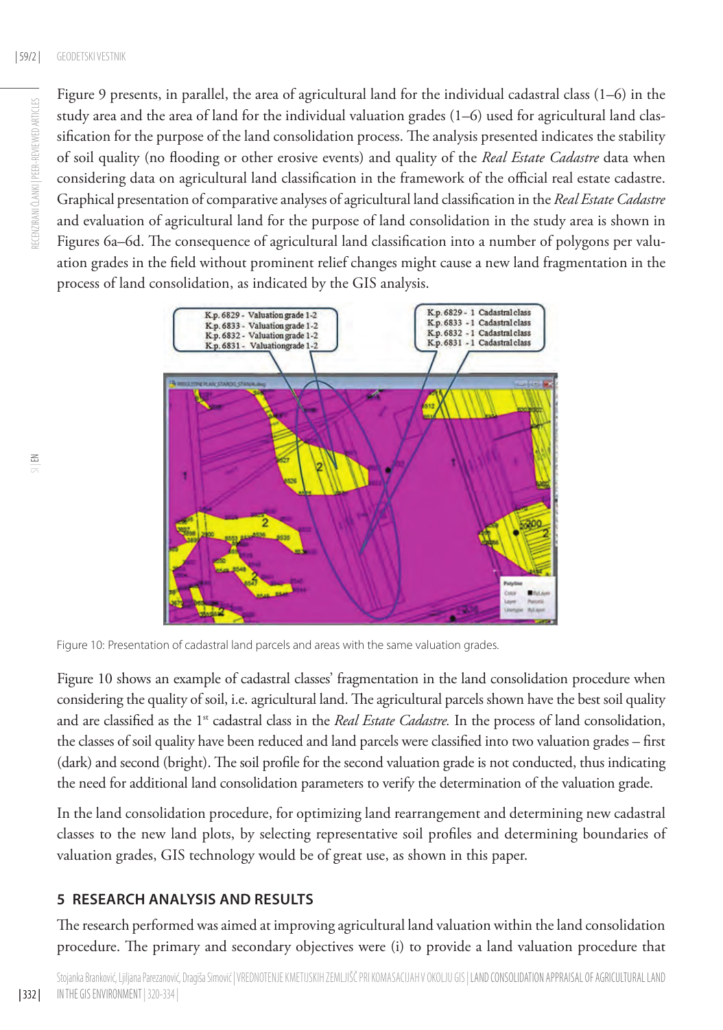Figure 9 presents, in parallel, the area of agricultural land for the individual cadastral class (1–6) in the study area and the area of land for the individual valuation grades (1–6) used for agricultural land classification for the purpose of the land consolidation process. The analysis presented indicates the stability of soil quality (no flooding or other erosive events) and quality of the *Real Estate Cadastre* data when considering data on agricultural land classification in the framework of the official real estate cadastre. Graphical presentation of comparative analyses of agricultural land classification in the *Real Estate Cadastre* and evaluation of agricultural land for the purpose of land consolidation in the study area is shown in Figures 6a–6d. The consequence of agricultural land classification into a number of polygons per valuation grades in the field without prominent relief changes might cause a new land fragmentation in the process of land consolidation, as indicated by the GIS analysis.

Figure 10: Presentation of cadastral land parcels and areas with the same valuation grades.

Figure 10 shows an example of cadastral classes' fragmentation in the land consolidation procedure when considering the quality of soil, i.e. agricultural land. The agricultural parcels shown have the best soil quality and are classified as the 1st cadastral class in the *Real Estate Cadastre.* In the process of land consolidation, the classes of soil quality have been reduced and land parcels were classified into two valuation grades – first (dark) and second (bright). The soil profile for the second valuation grade is not conducted, thus indicating the need for additional land consolidation parameters to verify the determination of the valuation grade.

In the land consolidation procedure, for optimizing land rearrangement and determining new cadastral classes to the new land plots, by selecting representative soil profiles and determining boundaries of valuation grades, GIS technology would be of great use, as shown in this paper.

## 5 RESEARCH ANALYSIS AND RESULTS

The research performed was aimed at improving agricultural land valuation within the land consolidation procedure. The primary and secondary objectives were (i) to provide a land valuation procedure that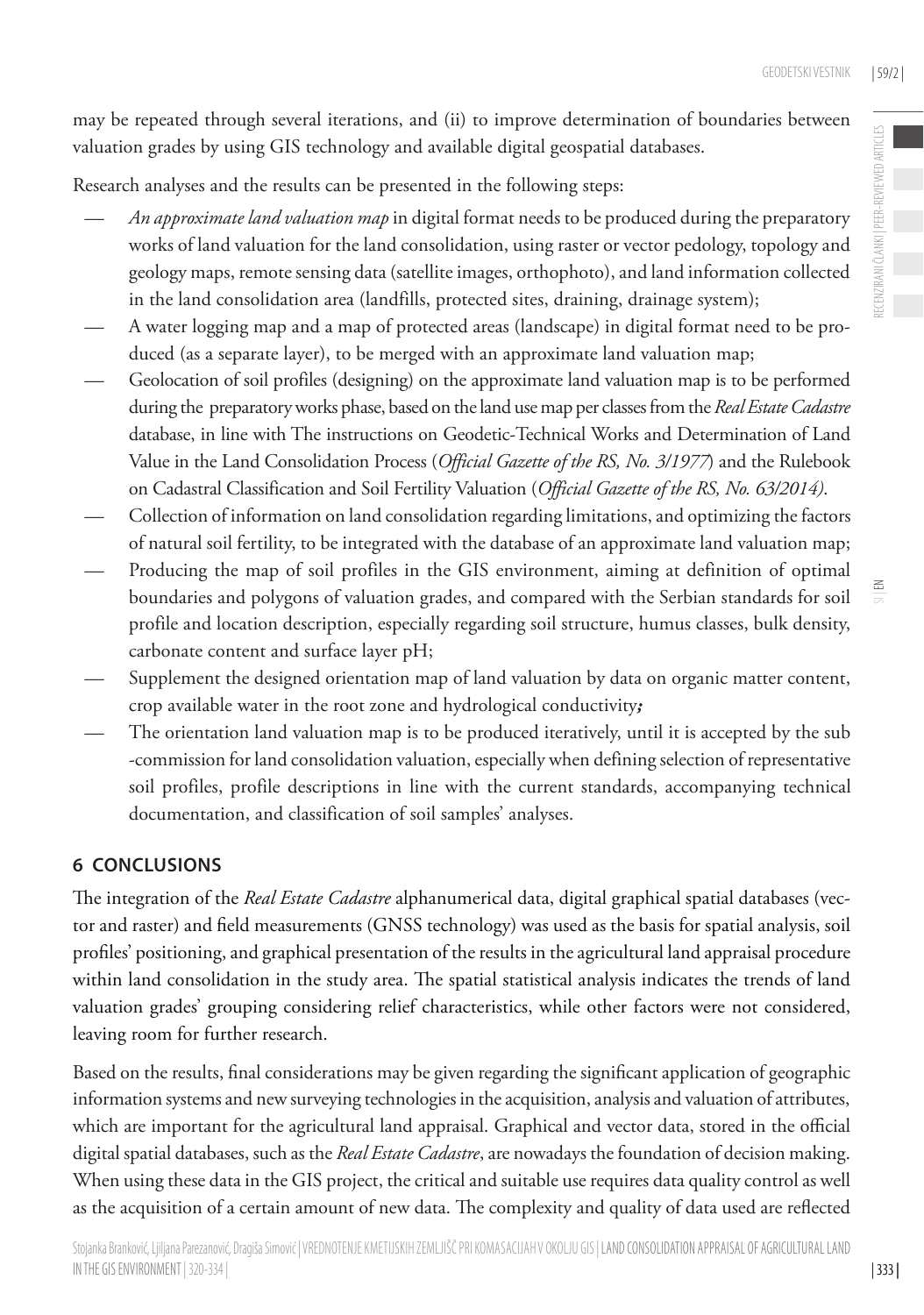may be repeated through several iterations, and (ii) to improve determination of boundaries between valuation grades by using GIS technology and available digital geospatial databases.

Research analyses and the results can be presented in the following steps:

- *An approximate land valuation map* in digital format needs to be produced during the preparatory works of land valuation for the land consolidation, using raster or vector pedology, topology and geology maps, remote sensing data (satellite images, orthophoto), and land information collected in the land consolidation area (landfills, protected sites, draining, drainage system);
- A water logging map and a map of protected areas (landscape) in digital format need to be produced (as a separate layer), to be merged with an approximate land valuation map;
- Geolocation of soil profiles (designing) on the approximate land valuation map is to be performed during the preparatory works phase, based on the land use map per classes from the *Real Estate Cadastre* database, in line with The instructions on Geodetic-Technical Works and Determination of Land Value in the Land Consolidation Process (*Official Gazette of the RS, No. 3/1977*) and the Rulebook on Cadastral Classification and Soil Fertility Valuation (*Official Gazette of the RS, No. 63/2014).*
- Collection of information on land consolidation regarding limitations, and optimizing the factors of natural soil fertility, to be integrated with the database of an approximate land valuation map;
- Producing the map of soil profiles in the GIS environment, aiming at definition of optimal boundaries and polygons of valuation grades, and compared with the Serbian standards for soil profile and location description, especially regarding soil structure, humus classes, bulk density, carbonate content and surface layer pH;
- Supplement the designed orientation map of land valuation by data on organic matter content, crop available water in the root zone and hydrological conductivity;
- The orientation land valuation map is to be produced iteratively, until it is accepted by the sub -commission for land consolidation valuation, especially when defining selection of representative soil profiles, profile descriptions in line with the current standards, accompanying technical documentation, and classification of soil samples' analyses.

## 6 CONCLUSIONS

The integration of the *Real Estate Cadastre* alphanumerical data, digital graphical spatial databases (vector and raster) and field measurements (GNSS technology) was used as the basis for spatial analysis, soil profiles' positioning, and graphical presentation of the results in the agricultural land appraisal procedure within land consolidation in the study area. The spatial statistical analysis indicates the trends of land valuation grades' grouping considering relief characteristics, while other factors were not considered, leaving room for further research.

Based on the results, final considerations may be given regarding the significant application of geographic information systems and new surveying technologies in the acquisition, analysis and valuation of attributes, which are important for the agricultural land appraisal. Graphical and vector data, stored in the official digital spatial databases, such as the *Real Estate Cadastre*, are nowadays the foundation of decision making. When using these data in the GIS project, the critical and suitable use requires data quality control as well as the acquisition of a certain amount of new data. The complexity and quality of data used are reflected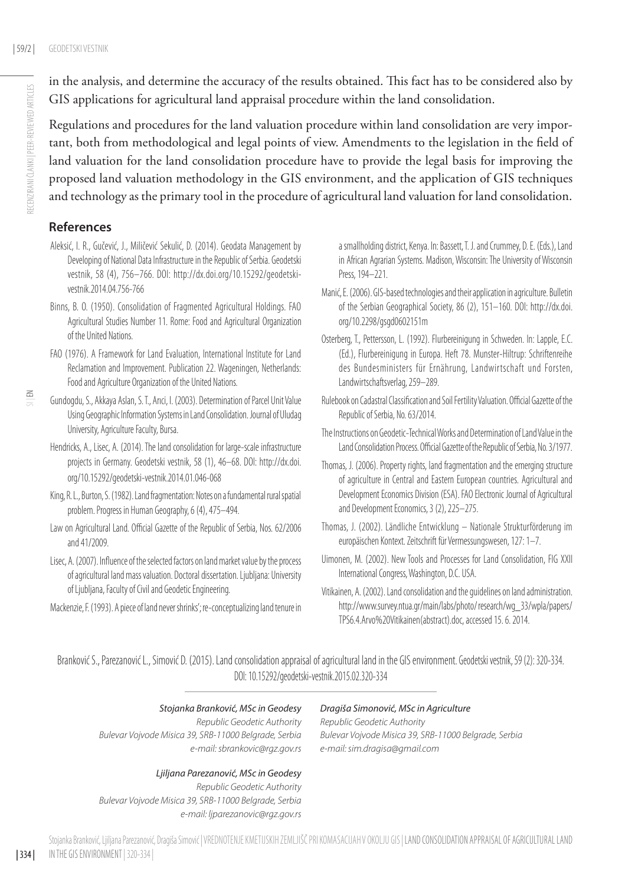in the analysis, and determine the accuracy of the results obtained. This fact has to be considered also by GIS applications for agricultural land appraisal procedure within the land consolidation.

Regulations and procedures for the land valuation procedure within land consolidation are very important, both from methodological and legal points of view. Amendments to the legislation in the field of land valuation for the land consolidation procedure have to provide the legal basis for improving the proposed land valuation methodology in the GIS environment, and the application of GIS techniques and technology as the primary tool in the procedure of agricultural land valuation for land consolidation.

## References

Aleksić, I. R., Gučević, J., Miličević Sekulić, D. (2014). Geodata Management by Developing of National Data Infrastructure in the Republic of Serbia. Geodetski vestnik, 58 (4), 756–766. DOI: http://dx.doi.org/10.15292/geodetski-vestnik.2014.04.756-766

Binns, B. O. (1950). Consolidation of Fragmented Agricultural Holdings. FAO Agricultural Studies Number 11. Rome: Food and Agricultural Organization of the United Nations.

FAO (1976). A Framework for Land Evaluation, International Institute for Land Reclamation and Improvement. Publication 22. Wageningen, Netherlands: Food and Agriculture Organization of the United Nations.

Gundogdu, S., Akkaya Aslan, S. T., Arici, I. (2003). Determination of Parcel Unit Value Using Geographic Information Systems in Land Consolidation. Journal of Uludag University, Agriculture Faculty, Bursa.

Hendricks, A., Lisec, A. (2014). The land consolidation for large-scale infrastructure projects in Germany. Geodetski vestnik, 58 (1), 46–68. DOI: http://dx.doi.org/10.15292/geodetski-vestnik.2014.01.046-068

King, R. L., Burton, S. (1982). Land fragmentation: Notes on a fundamental rural spatial problem. Progress in Human Geography, 6 (4), 475–494.

Law on Agricultural Land. Official Gazette of the Republic of Serbia, Nos. 62/2006 and 41/2009.

Lisec, A. (2007). Influence of the selected factors on land market value by the process of agricultural land mass valuation. Doctoral dissertation. Ljubljana: University of Ljubljana, Faculty of Civil and Geodetic Engineering.

Mackenzie, F. (1993). A piece of land never shrinks'; re-conceptualizing land tenure in a smallholding district, Kenya. In: Bassett, T. J. and Crummey, D. E. (Eds.), Land in African Agrarian Systems. Madison, Wisconsin: The University of Wisconsin Press, 194–221.

Manić, E. (2006). GIS-based technologies and their application in agriculture. Bulletin of the Serbian Geographical Society, 86 (2), 151–160. DOI: http://dx.doi.org/10.2298/gsgd0602151m

Osterberg, T., Pettersson, L. (1992). Flurbereinigung in Schweden. In: Lapple, E.C. (Ed.), Flurbereinigung in Europa. Heft 78. Munster-Hiltrup: Schriftenreihe des Bundesministers für Ernährung, Landwirtschaft und Forsten, Landwirtschaftsverlag, 259–289.

Rulebook on Cadastral Classification and Soil Fertility Valuation. Official Gazette of the Republic of Serbia, No. 63/2014.

The Instructions on Geodetic-Technical Works and Determination of Land Value in the Land Consolidation Process. Official Gazette of the Republic of Serbia, No. 3/1977.

Thomas, J. (2006). Property rights, land fragmentation and the emerging structure of agriculture in Central and Eastern European countries. Agricultural and Development Economics Division (ESA). FAO Electronic Journal of Agricultural and Development Economics, 3 (2), 225–275.

Thomas, J. (2002). Ländliche Entwicklung – Nationale Strukturförderung im europäischen Kontext. Zeitschrift für Vermessungswesen, 127: 1–7.

Uimonen, M. (2002). New Tools and Processes for Land Consolidation, FIG XXII International Congress, Washington, D.C. USA.

Vitikainen, A. (2002). Land consolidation and the guidelines on land administration. http://www.survey.ntua.gr/main/labs/photo/ research/wg_33/wpla/papers/TPS6.4.Arvo%20Vitikainen(abstract).doc, accessed 15. 6. 2014.

Branković S., Parezanović L., Simović D. (2015). Land consolidation appraisal of agricultural land in the GIS environment. Geodetski vestnik, 59 (2): 320-334. DOI: 10.15292/geodetski-vestnik.2015.02.320-334

*Stojanka Branković, MSc in Geodesy*
Republic Geodetic Authority
Bulevar Vojvode Misica 39, SRB-11000 Belgrade, Serbia
e-mail: sbrankovic@rgz.gov.rs

*Ljiljana Parezanović, MSc in Geodesy*
Republic Geodetic Authority
Bulevar Vojvode Misica 39, SRB-11000 Belgrade, Serbia
e-mail: ljparezanovic@rgz.gov.rs

*Dragiša Simonović, MSc in Agriculture*
Republic Geodetic Authority
Bulevar Vojvode Misica 39, SRB-11000 Belgrade, Serbia
e-mail: sim.dragisa@gmail.com